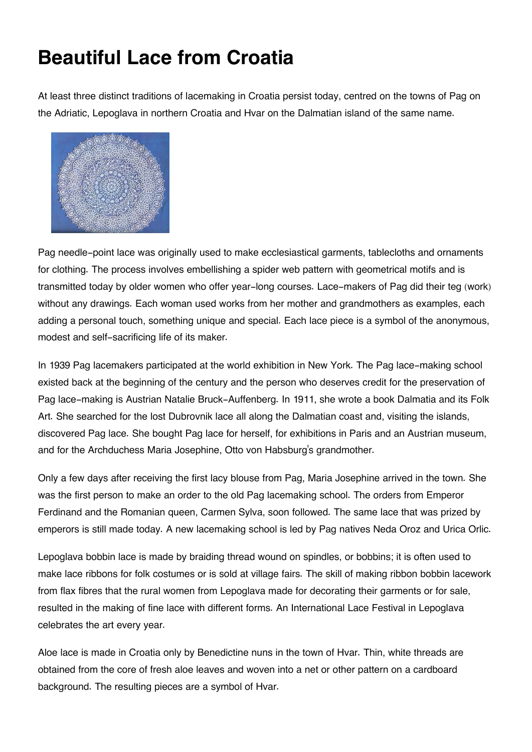# Beautiful Lace from Croatia

At least three distinct traditions of lacemaking in Croatia persist today, centred on the towns of Pag on the Adriatic, Lepoglava in northern Croatia and Hvar on the Dalmatian island of the same name.

Pag needle-point lace was originally used to make ecclesiastical garments, tablecloths and ornaments for clothing. The process involves embellishing a spider web pattern with geometrical motifs and is transmitted today by older women who offer year-long courses. Lace-makers of Pag did their teg (work) without any drawings. Each woman used works from her mother and grandmothers as examples, each adding a personal touch, something unique and special. Each lace piece is a symbol of the anonymous, modest and self-sacrificing life of its maker.

In 1939 Pag lacemakers participated at the world exhibition in New York. The Pag lace-making school existed back at the beginning of the century and the person who deserves credit for the preservation of Pag lace-making is Austrian Natalie Bruck-Auffenberg. In 1911, she wrote a book Dalmatia and its Folk Art. She searched for the lost Dubrovnik lace all along the Dalmatian coast and, visiting the islands, discovered Pag lace. She bought Pag lace for herself, for exhibitions in Paris and an Austrian museum, and for the Archduchess Maria Josephine, Otto von Habsburg's grandmother.

Only a few days after receiving the first lacy blouse from Pag, Maria Josephine arrived in the town. She was the first person to make an order to the old Pag lacemaking school. The orders from Emperor Ferdinand and the Romanian queen, Carmen Sylva, soon followed. The same lace that was prized by emperors is still made today. A new lacemaking school is led by Pag natives Neda Oroz and Urica Orlic.

Lepoglava bobbin lace is made by braiding thread wound on spindles, or bobbins; it is often used to make lace ribbons for folk costumes or is sold at village fairs. The skill of making ribbon bobbin lacework from flax fibres that the rural women from Lepoglava made for decorating their garments or for sale, resulted in the making of fine lace with different forms. An International Lace Festival in Lepoglava celebrates the art every year.

Aloe lace is made in Croatia only by Benedictine nuns in the town of Hvar. Thin, white threads are obtained from the core of fresh aloe leaves and woven into a net or other pattern on a cardboard background. The resulting pieces are a symbol of Hvar.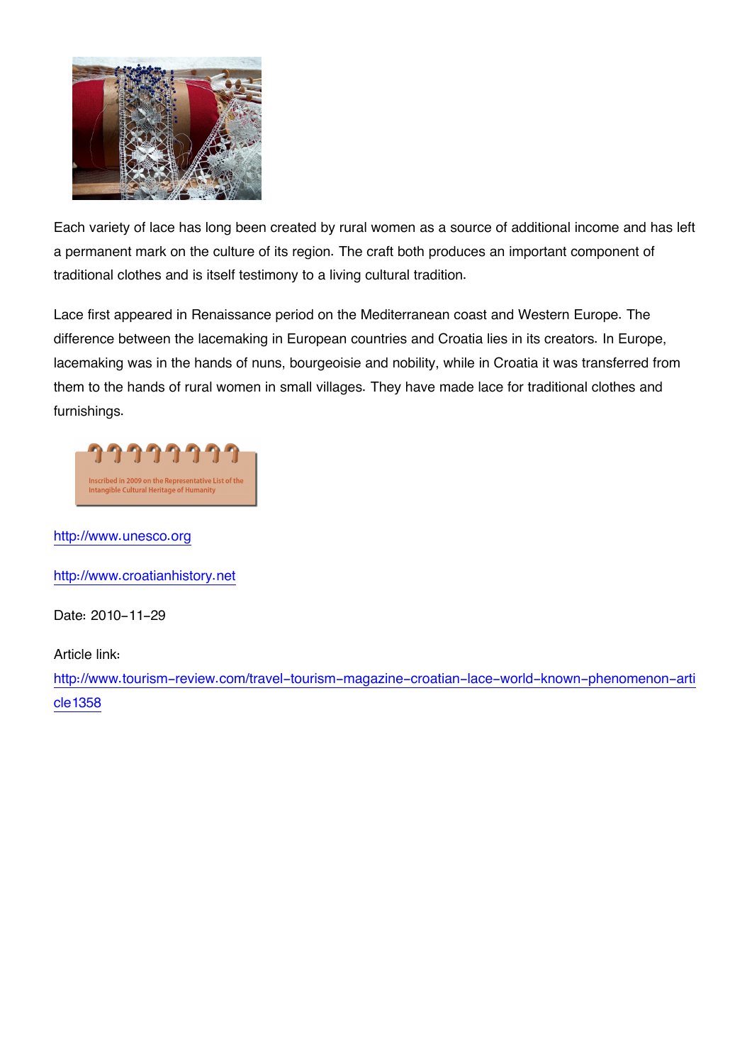Each variety of lace has long been created by rural women as a source of additional income and has left a permanent mark on the culture of its region. The craft both produces an important component of traditional clothes and is itself testimony to a living cultural tradition.

Lace first appeared in Renaissance period on the Mediterranean coast and Western Europe. The difference between the lacemaking in European countries and Croatia lies in its creators. In Europe, lacemaking was in the hands of nuns, bourgeoisie and nobility, while in Croatia it was transferred from them to the hands of rural women in small villages. They have made lace for traditional clothes and furnishings.

Inscribed in 2009 on the Representative List of the Intangible Cultural Heritage of Humanity

http://www.unesco.org

http://www.croatianhistory.net

Date: 2010-11-29

Article link:
http://www.tourism-review.com/travel-tourism-magazine-croatian-lace-world-known-phenomenon-article1358